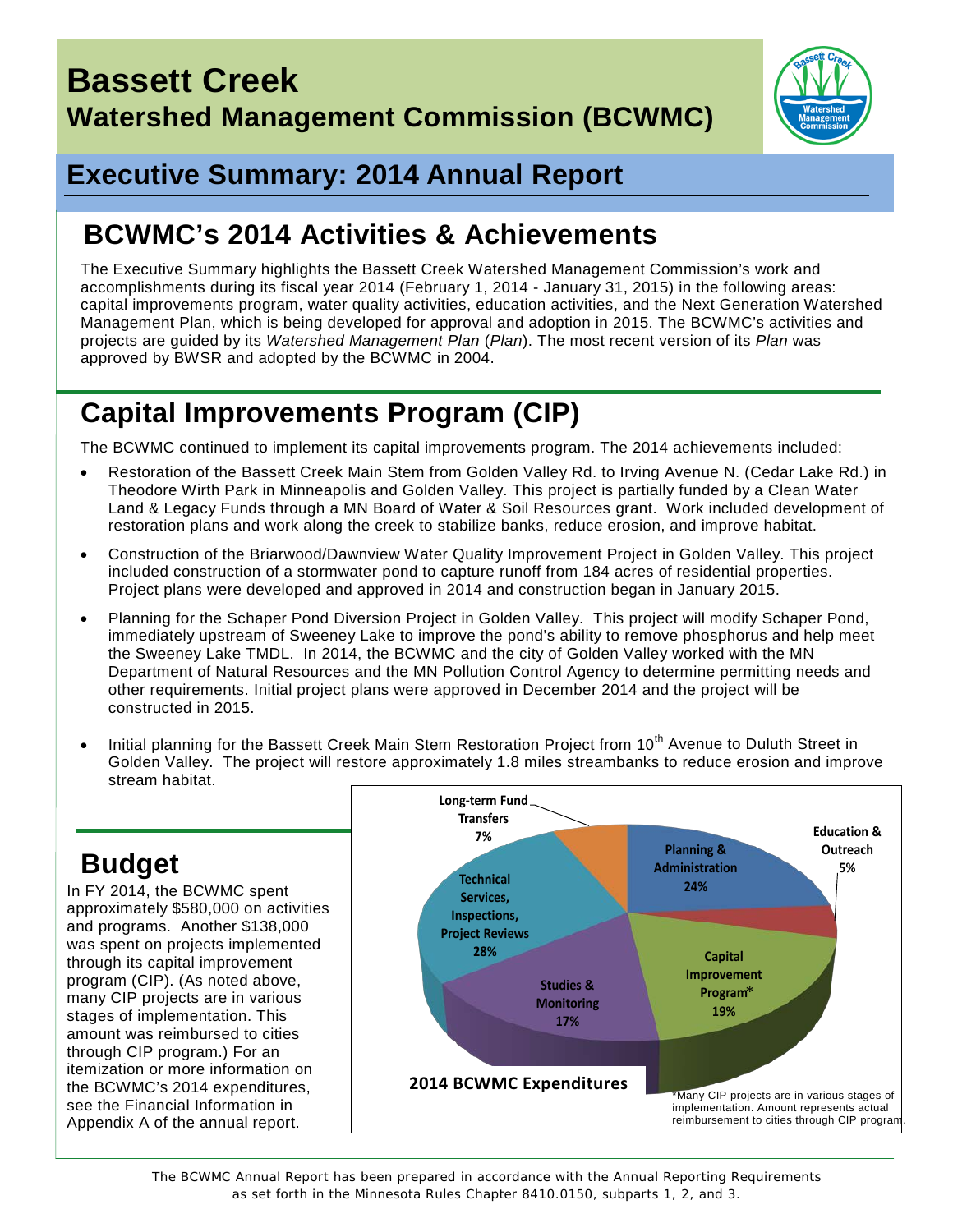# Bassett Creek Watershed Management Commission (BCWMC)

## Executive Summary: 2014 Annual Report

## BCWMC's 2014 Activities & Achievements

The Executive Summary highlights the Bassett Creek Watershed Management Commission's work and accomplishments during its fiscal year 2014 (February 1, 2014 - January 31, 2015) in the following areas: capital improvements program, water quality activities, education activities, and the Next Generation Watershed Management Plan, which is being developed for approval and adoption in 2015. The BCWMC's activities and projects are guided by its *Watershed Management Plan* (*Plan*). The most recent version of its *Plan* was approved by BWSR and adopted by the BCWMC in 2004.

## Capital Improvements Program (CIP)

The BCWMC continued to implement its capital improvements program. The 2014 achievements included:

- Restoration of the Bassett Creek Main Stem from Golden Valley Rd. to Irving Avenue N. (Cedar Lake Rd.) in Theodore Wirth Park in Minneapolis and Golden Valley. This project is partially funded by a Clean Water Land & Legacy Funds through a MN Board of Water & Soil Resources grant. Work included development of restoration plans and work along the creek to stabilize banks, reduce erosion, and improve habitat.
- Construction of the Briarwood/Dawnview Water Quality Improvement Project in Golden Valley. This project included construction of a stormwater pond to capture runoff from 184 acres of residential properties. Project plans were developed and approved in 2014 and construction began in January 2015.
- Planning for the Schaper Pond Diversion Project in Golden Valley. This project will modify Schaper Pond, immediately upstream of Sweeney Lake to improve the pond's ability to remove phosphorus and help meet the Sweeney Lake TMDL. In 2014, the BCWMC and the city of Golden Valley worked with the MN Department of Natural Resources and the MN Pollution Control Agency to determine permitting needs and other requirements. Initial project plans were approved in December 2014 and the project will be constructed in 2015.
- Initial planning for the Bassett Creek Main Stem Restoration Project from 10th Avenue to Duluth Street in Golden Valley. The project will restore approximately 1.8 miles streambanks to reduce erosion and improve stream habitat.

## Budget

In FY 2014, the BCWMC spent approximately $580,000 on activities and programs. Another $138,000 was spent on projects implemented through its capital improvement program (CIP). (As noted above, many CIP projects are in various stages of implementation. This amount was reimbursed to cities through CIP program.) For an itemization or more information on the BCWMC's 2014 expenditures, see the Financial Information in Appendix A of the annual report.

**2014 BCWMC Expenditures**

| Category | Percent |
|---|---|
| Planning & Administration | 24% |
| Education & Outreach | 5% |
| Capital Improvement Program* | 19% |
| Studies & Monitoring | 17% |
| Technical Services, Inspections, Project Reviews | 28% |
| Long-term Fund Transfers | 7% |

*Many CIP projects are in various stages of implementation. Amount represents actual reimbursement to cities through CIP program.

The BCWMC Annual Report has been prepared in accordance with the Annual Reporting Requirements as set forth in the Minnesota Rules Chapter 8410.0150, subparts 1, 2, and 3.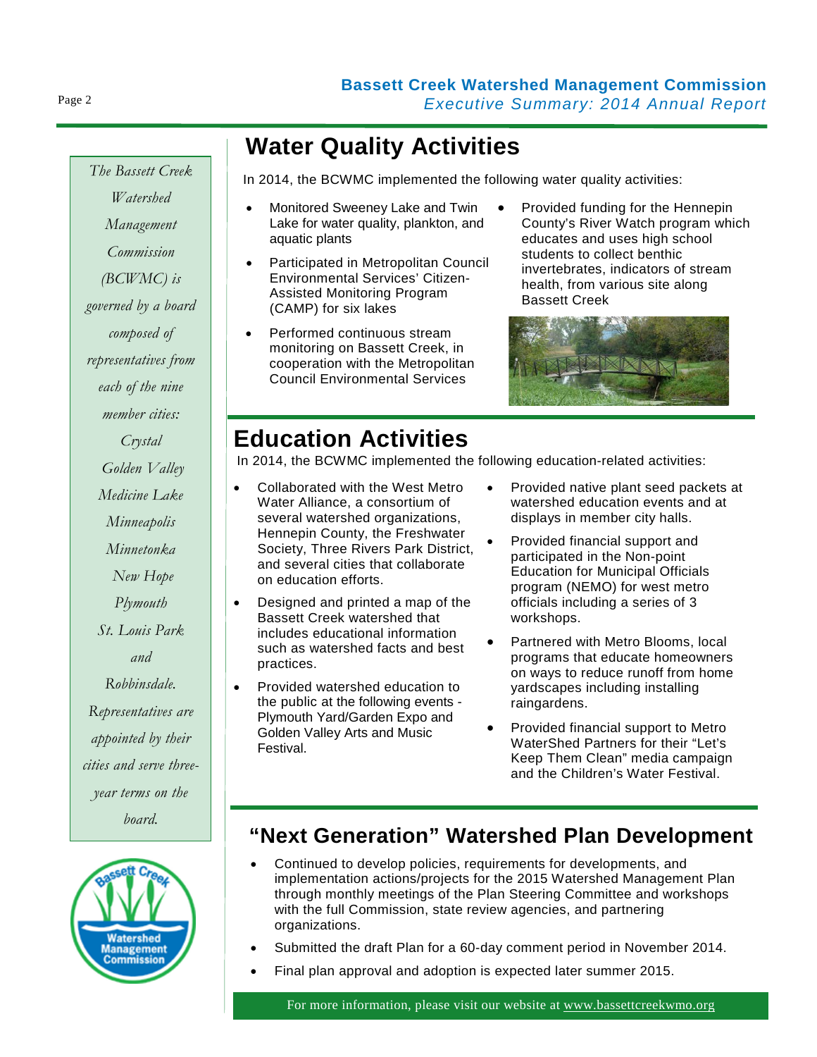## Water Quality Activities

In 2014, the BCWMC implemented the following water quality activities:

- Monitored Sweeney Lake and Twin Lake for water quality, plankton, and aquatic plants
- Participated in Metropolitan Council Environmental Services' Citizen-Assisted Monitoring Program (CAMP) for six lakes
- Performed continuous stream monitoring on Bassett Creek, in cooperation with the Metropolitan Council Environmental Services
- Provided funding for the Hennepin County's River Watch program which educates and uses high school students to collect benthic invertebrates, indicators of stream health, from various site along Bassett Creek

## Education Activities

In 2014, the BCWMC implemented the following education-related activities:

- Collaborated with the West Metro Water Alliance, a consortium of several watershed organizations, Hennepin County, the Freshwater Society, Three Rivers Park District, and several cities that collaborate on education efforts.
- Designed and printed a map of the Bassett Creek watershed that includes educational information such as watershed facts and best practices.
- Provided watershed education to the public at the following events - Plymouth Yard/Garden Expo and Golden Valley Arts and Music Festival.
- Provided native plant seed packets at watershed education events and at displays in member city halls.
- Provided financial support and participated in the Non-point Education for Municipal Officials program (NEMO) for west metro officials including a series of 3 workshops.
- Partnered with Metro Blooms, local programs that educate homeowners on ways to reduce runoff from home yardscapes including installing raingardens.
- Provided financial support to Metro WaterShed Partners for their "Let's Keep Them Clean" media campaign and the Children's Water Festival.

## "Next Generation" Watershed Plan Development

- Continued to develop policies, requirements for developments, and implementation actions/projects for the 2015 Watershed Management Plan through monthly meetings of the Plan Steering Committee and workshops with the full Commission, state review agencies, and partnering organizations.
- Submitted the draft Plan for a 60-day comment period in November 2014.
- Final plan approval and adoption is expected later summer 2015.

*The Bassett Creek Watershed Management Commission (BCWMC) is governed by a board composed of representatives from each of the nine member cities: Crystal, Golden Valley, Medicine Lake, Minneapolis, Minnetonka, New Hope, Plymouth, St. Louis Park and Robbinsdale. Representatives are appointed by their cities and serve three-year terms on the board.*

For more information, please visit our website at www.bassettcreekwmo.org